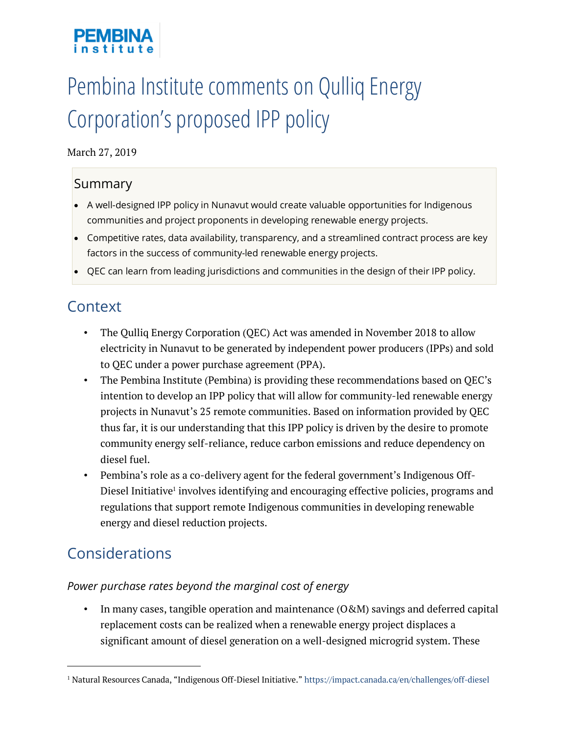PEMBINA institute

# Pembina Institute comments on Qulliq Energy Corporation's proposed IPP policy

March 27, 2019

## Summary

- A well-designed IPP policy in Nunavut would create valuable opportunities for Indigenous communities and project proponents in developing renewable energy projects.
- Competitive rates, data availability, transparency, and a streamlined contract process are key factors in the success of community-led renewable energy projects.
- QEC can learn from leading jurisdictions and communities in the design of their IPP policy.

## Context

- The Qulliq Energy Corporation (QEC) Act was amended in November 2018 to allow electricity in Nunavut to be generated by independent power producers (IPPs) and sold to QEC under a power purchase agreement (PPA).
- The Pembina Institute (Pembina) is providing these recommendations based on QEC's intention to develop an IPP policy that will allow for community-led renewable energy projects in Nunavut's 25 remote communities. Based on information provided by QEC thus far, it is our understanding that this IPP policy is driven by the desire to promote community energy self-reliance, reduce carbon emissions and reduce dependency on diesel fuel.
- Pembina's role as a co-delivery agent for the federal government's Indigenous Off-Diesel Initiative[1] involves identifying and encouraging effective policies, programs and regulations that support remote Indigenous communities in developing renewable energy and diesel reduction projects.

## Considerations

### *Power purchase rates beyond the marginal cost of energy*

- In many cases, tangible operation and maintenance (O&M) savings and deferred capital replacement costs can be realized when a renewable energy project displaces a significant amount of diesel generation on a well-designed microgrid system. These

[1] Natural Resources Canada, "Indigenous Off-Diesel Initiative." https://impact.canada.ca/en/challenges/off-diesel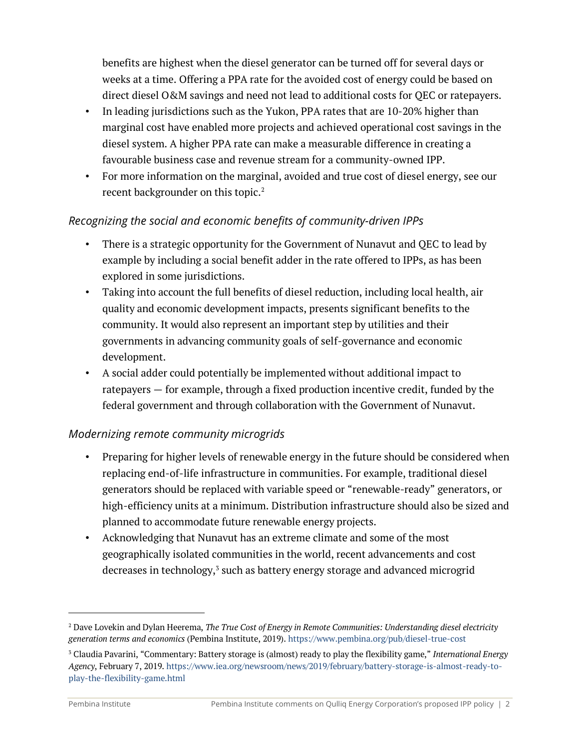benefits are highest when the diesel generator can be turned off for several days or weeks at a time. Offering a PPA rate for the avoided cost of energy could be based on direct diesel O&M savings and need not lead to additional costs for QEC or ratepayers.

- In leading jurisdictions such as the Yukon, PPA rates that are 10-20% higher than marginal cost have enabled more projects and achieved operational cost savings in the diesel system. A higher PPA rate can make a measurable difference in creating a favourable business case and revenue stream for a community-owned IPP.
- For more information on the marginal, avoided and true cost of diesel energy, see our recent backgrounder on this topic.[2]

### *Recognizing the social and economic benefits of community-driven IPPs*

- There is a strategic opportunity for the Government of Nunavut and QEC to lead by example by including a social benefit adder in the rate offered to IPPs, as has been explored in some jurisdictions.
- Taking into account the full benefits of diesel reduction, including local health, air quality and economic development impacts, presents significant benefits to the community. It would also represent an important step by utilities and their governments in advancing community goals of self-governance and economic development.
- A social adder could potentially be implemented without additional impact to ratepayers — for example, through a fixed production incentive credit, funded by the federal government and through collaboration with the Government of Nunavut.

### *Modernizing remote community microgrids*

- Preparing for higher levels of renewable energy in the future should be considered when replacing end-of-life infrastructure in communities. For example, traditional diesel generators should be replaced with variable speed or "renewable-ready" generators, or high-efficiency units at a minimum. Distribution infrastructure should also be sized and planned to accommodate future renewable energy projects.
- Acknowledging that Nunavut has an extreme climate and some of the most geographically isolated communities in the world, recent advancements and cost decreases in technology,[3] such as battery energy storage and advanced microgrid

---

[2] Dave Lovekin and Dylan Heerema, *The True Cost of Energy in Remote Communities: Understanding diesel electricity generation terms and economics* (Pembina Institute, 2019). https://www.pembina.org/pub/diesel-true-cost

[3] Claudia Pavarini, "Commentary: Battery storage is (almost) ready to play the flexibility game," *International Energy Agency*, February 7, 2019. https://www.iea.org/newsroom/news/2019/february/battery-storage-is-almost-ready-to-play-the-flexibility-game.html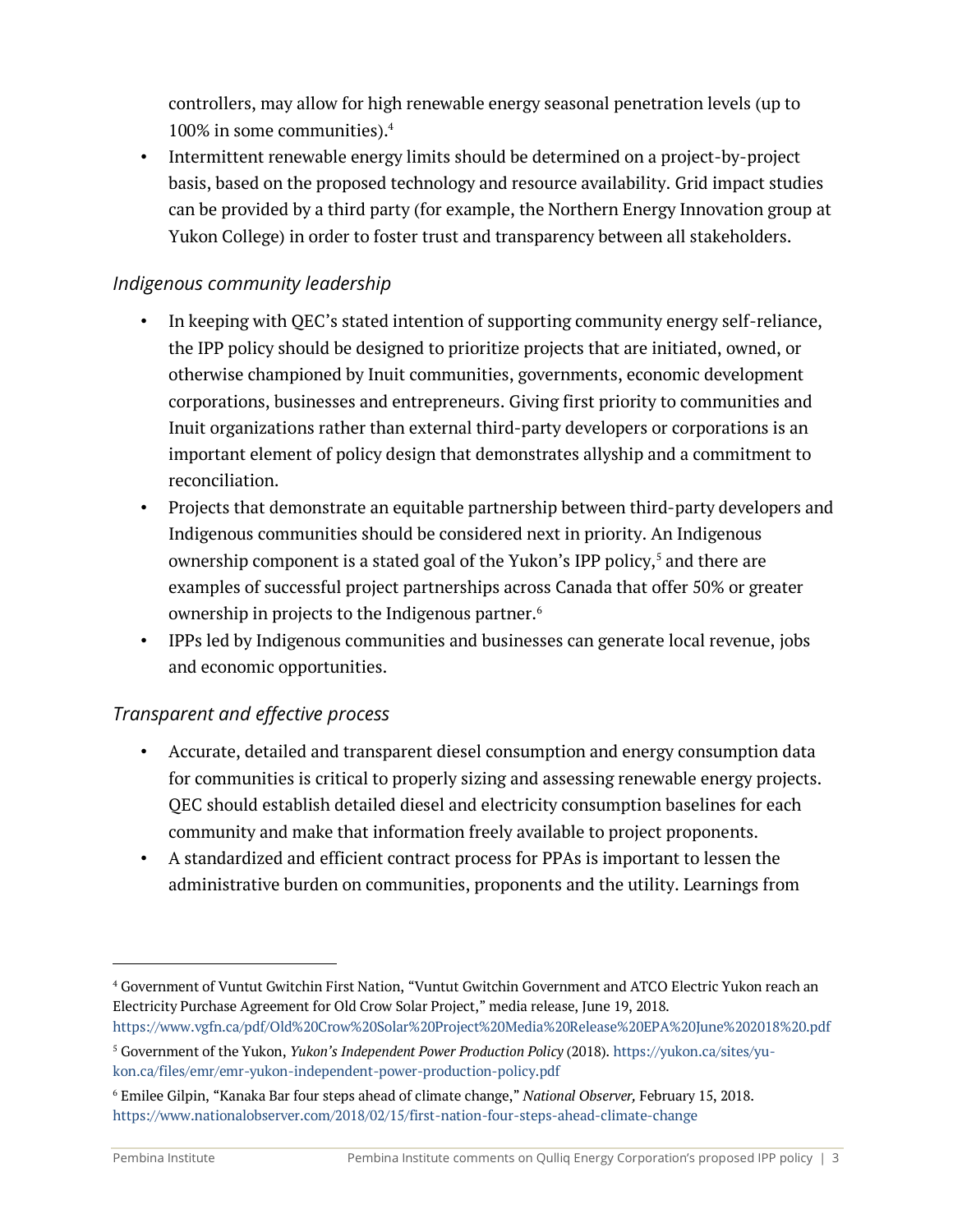controllers, may allow for high renewable energy seasonal penetration levels (up to 100% in some communities).[4]

- Intermittent renewable energy limits should be determined on a project-by-project basis, based on the proposed technology and resource availability. Grid impact studies can be provided by a third party (for example, the Northern Energy Innovation group at Yukon College) in order to foster trust and transparency between all stakeholders.

### *Indigenous community leadership*

- In keeping with QEC's stated intention of supporting community energy self-reliance, the IPP policy should be designed to prioritize projects that are initiated, owned, or otherwise championed by Inuit communities, governments, economic development corporations, businesses and entrepreneurs. Giving first priority to communities and Inuit organizations rather than external third-party developers or corporations is an important element of policy design that demonstrates allyship and a commitment to reconciliation.
- Projects that demonstrate an equitable partnership between third-party developers and Indigenous communities should be considered next in priority. An Indigenous ownership component is a stated goal of the Yukon's IPP policy,[5] and there are examples of successful project partnerships across Canada that offer 50% or greater ownership in projects to the Indigenous partner.[6]
- IPPs led by Indigenous communities and businesses can generate local revenue, jobs and economic opportunities.

### *Transparent and effective process*

- Accurate, detailed and transparent diesel consumption and energy consumption data for communities is critical to properly sizing and assessing renewable energy projects. QEC should establish detailed diesel and electricity consumption baselines for each community and make that information freely available to project proponents.
- A standardized and efficient contract process for PPAs is important to lessen the administrative burden on communities, proponents and the utility. Learnings from

---

[4] Government of Vuntut Gwitchin First Nation, "Vuntut Gwitchin Government and ATCO Electric Yukon reach an Electricity Purchase Agreement for Old Crow Solar Project," media release, June 19, 2018. https://www.vgfn.ca/pdf/Old%20Crow%20Solar%20Project%20Media%20Release%20EPA%20June%202018%20.pdf

[5] Government of the Yukon, *Yukon's Independent Power Production Policy* (2018). https://yukon.ca/sites/yukon.ca/files/emr/emr-yukon-independent-power-production-policy.pdf

[6] Emilee Gilpin, "Kanaka Bar four steps ahead of climate change," *National Observer,* February 15, 2018. https://www.nationalobserver.com/2018/02/15/first-nation-four-steps-ahead-climate-change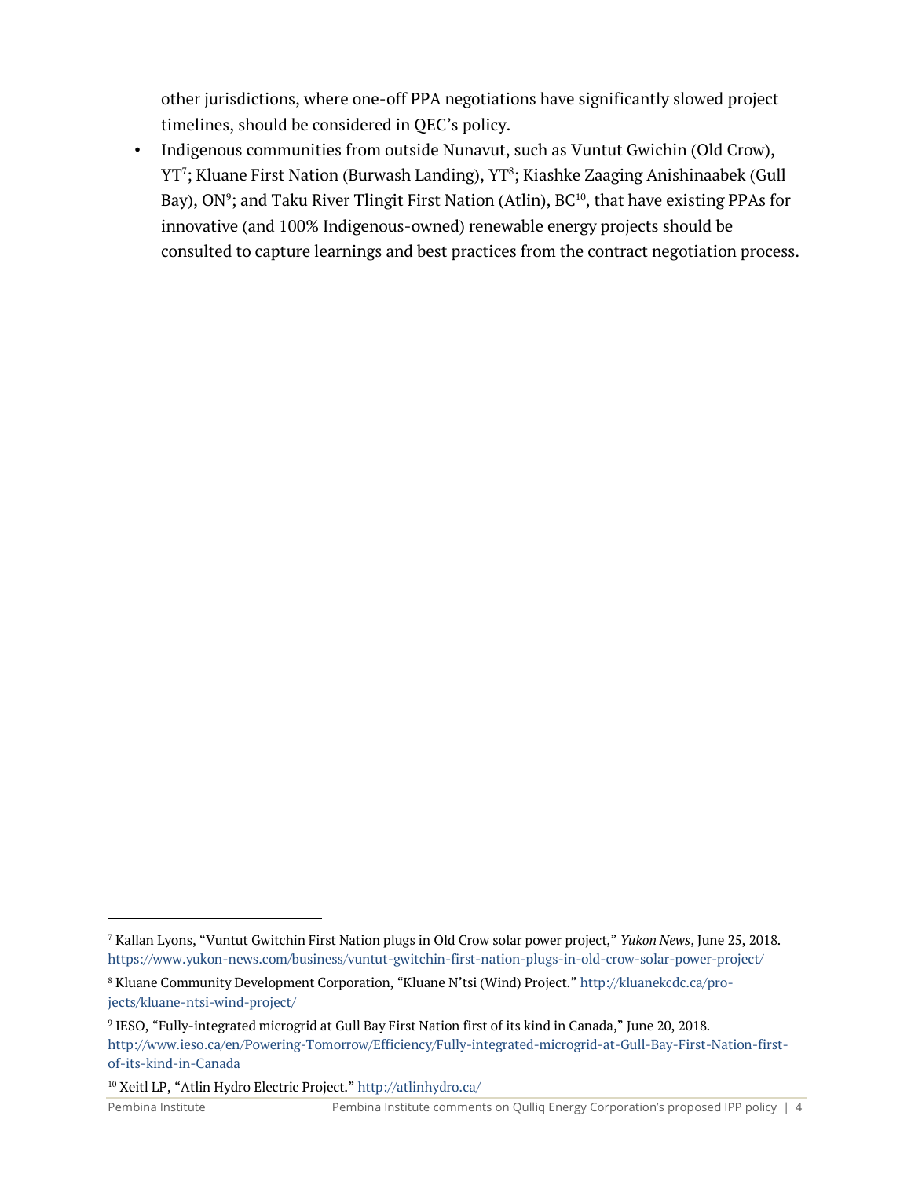other jurisdictions, where one-off PPA negotiations have significantly slowed project timelines, should be considered in QEC's policy.

- Indigenous communities from outside Nunavut, such as Vuntut Gwichin (Old Crow), YT[7]; Kluane First Nation (Burwash Landing), YT[8]; Kiashke Zaaging Anishinaabek (Gull Bay), ON[9]; and Taku River Tlingit First Nation (Atlin), BC[10], that have existing PPAs for innovative (and 100% Indigenous-owned) renewable energy projects should be consulted to capture learnings and best practices from the contract negotiation process.

---

[7] Kallan Lyons, "Vuntut Gwitchin First Nation plugs in Old Crow solar power project," *Yukon News*, June 25, 2018. https://www.yukon-news.com/business/vuntut-gwitchin-first-nation-plugs-in-old-crow-solar-power-project/

[8] Kluane Community Development Corporation, "Kluane N'tsi (Wind) Project." http://kluanekcdc.ca/projects/kluane-ntsi-wind-project/

[9] IESO, "Fully-integrated microgrid at Gull Bay First Nation first of its kind in Canada," June 20, 2018. http://www.ieso.ca/en/Powering-Tomorrow/Efficiency/Fully-integrated-microgrid-at-Gull-Bay-First-Nation-first-of-its-kind-in-Canada

[10] Xeitl LP, "Atlin Hydro Electric Project." http://atlinhydro.ca/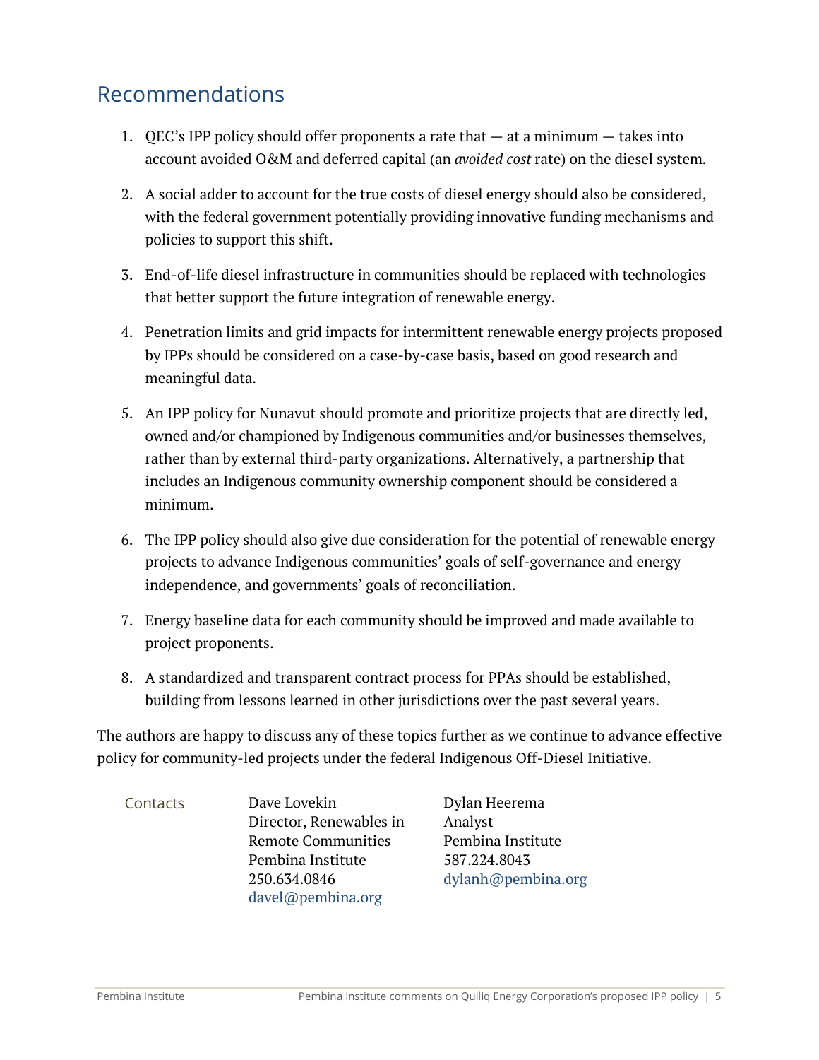## Recommendations

1. QEC's IPP policy should offer proponents a rate that — at a minimum — takes into account avoided O&M and deferred capital (an *avoided cost* rate) on the diesel system.

2. A social adder to account for the true costs of diesel energy should also be considered, with the federal government potentially providing innovative funding mechanisms and policies to support this shift.

3. End-of-life diesel infrastructure in communities should be replaced with technologies that better support the future integration of renewable energy.

4. Penetration limits and grid impacts for intermittent renewable energy projects proposed by IPPs should be considered on a case-by-case basis, based on good research and meaningful data.

5. An IPP policy for Nunavut should promote and prioritize projects that are directly led, owned and/or championed by Indigenous communities and/or businesses themselves, rather than by external third-party organizations. Alternatively, a partnership that includes an Indigenous community ownership component should be considered a minimum.

6. The IPP policy should also give due consideration for the potential of renewable energy projects to advance Indigenous communities' goals of self-governance and energy independence, and governments' goals of reconciliation.

7. Energy baseline data for each community should be improved and made available to project proponents.

8. A standardized and transparent contract process for PPAs should be established, building from lessons learned in other jurisdictions over the past several years.

The authors are happy to discuss any of these topics further as we continue to advance effective policy for community-led projects under the federal Indigenous Off-Diesel Initiative.

Contacts

Dave Lovekin
Director, Renewables in Remote Communities
Pembina Institute
250.634.0846
davel@pembina.org

Dylan Heerema
Analyst
Pembina Institute
587.224.8043
dylanh@pembina.org